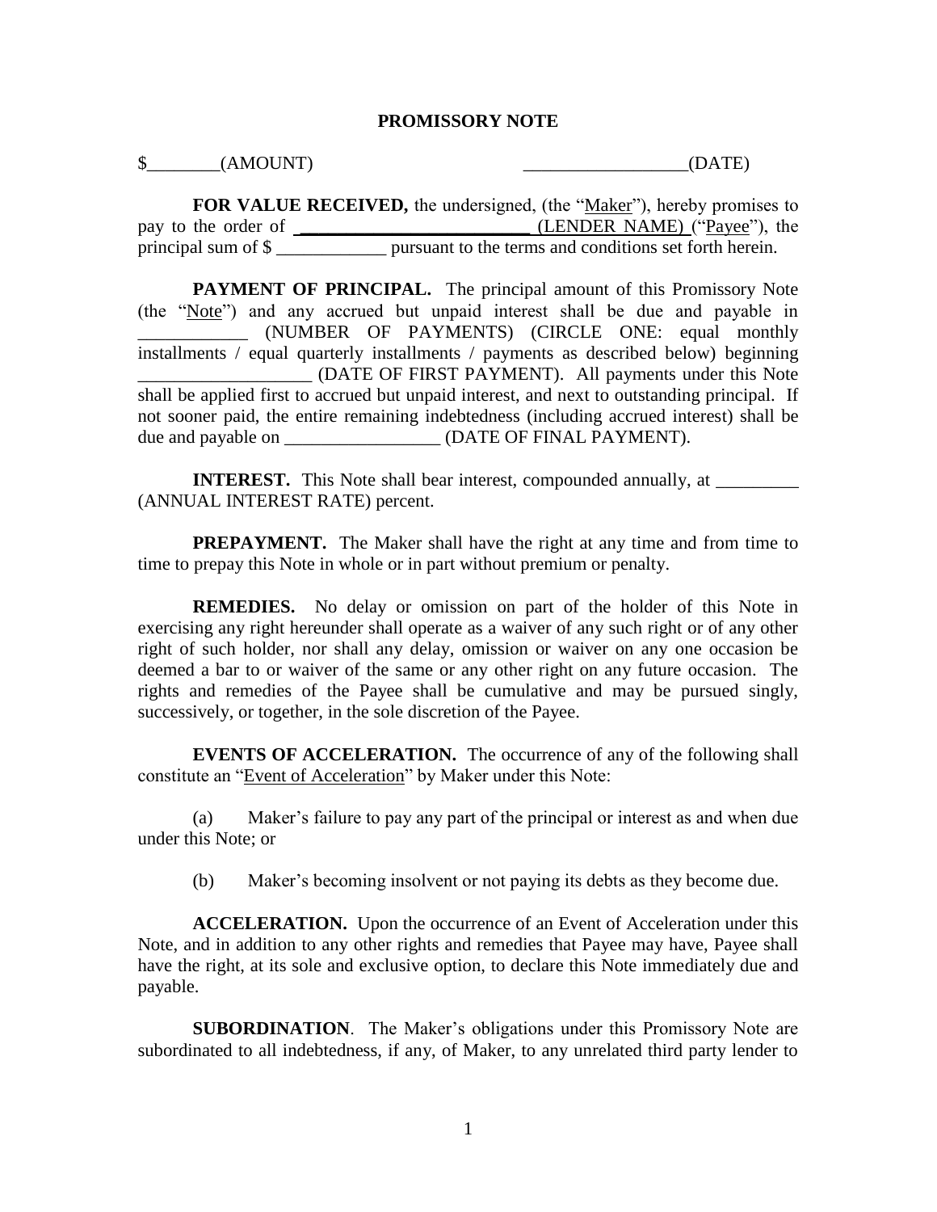# PROMISSORY NOTE

$________(AMOUNT) __________________(DATE)

**FOR VALUE RECEIVED,** the undersigned, (the "Maker"), hereby promises to pay to the order of **_________________________** (LENDER NAME) ("Payee"), the principal sum of $ ____________ pursuant to the terms and conditions set forth herein.

**PAYMENT OF PRINCIPAL.** The principal amount of this Promissory Note (the "Note") and any accrued but unpaid interest shall be due and payable in ____________ (NUMBER OF PAYMENTS) (CIRCLE ONE: equal monthly installments / equal quarterly installments / payments as described below) beginning ___________________ (DATE OF FIRST PAYMENT). All payments under this Note shall be applied first to accrued but unpaid interest, and next to outstanding principal. If not sooner paid, the entire remaining indebtedness (including accrued interest) shall be due and payable on _________________ (DATE OF FINAL PAYMENT).

**INTEREST.** This Note shall bear interest, compounded annually, at _________ (ANNUAL INTEREST RATE) percent.

**PREPAYMENT.** The Maker shall have the right at any time and from time to time to prepay this Note in whole or in part without premium or penalty.

**REMEDIES.** No delay or omission on part of the holder of this Note in exercising any right hereunder shall operate as a waiver of any such right or of any other right of such holder, nor shall any delay, omission or waiver on any one occasion be deemed a bar to or waiver of the same or any other right on any future occasion. The rights and remedies of the Payee shall be cumulative and may be pursued singly, successively, or together, in the sole discretion of the Payee.

**EVENTS OF ACCELERATION.** The occurrence of any of the following shall constitute an "Event of Acceleration" by Maker under this Note:

(a) Maker's failure to pay any part of the principal or interest as and when due under this Note; or

(b) Maker's becoming insolvent or not paying its debts as they become due.

**ACCELERATION.** Upon the occurrence of an Event of Acceleration under this Note, and in addition to any other rights and remedies that Payee may have, Payee shall have the right, at its sole and exclusive option, to declare this Note immediately due and payable.

**SUBORDINATION**. The Maker's obligations under this Promissory Note are subordinated to all indebtedness, if any, of Maker, to any unrelated third party lender to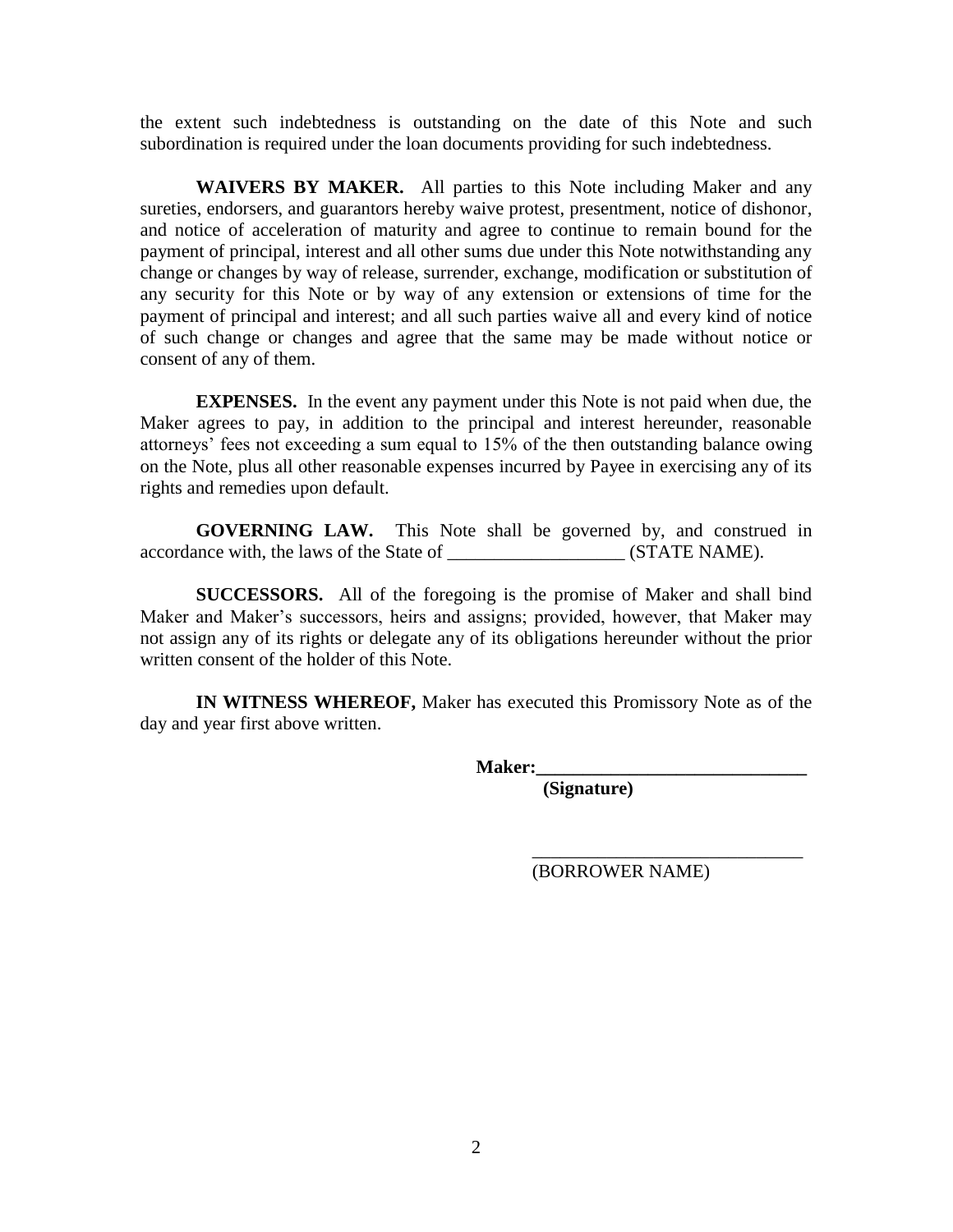the extent such indebtedness is outstanding on the date of this Note and such subordination is required under the loan documents providing for such indebtedness.

**WAIVERS BY MAKER.** All parties to this Note including Maker and any sureties, endorsers, and guarantors hereby waive protest, presentment, notice of dishonor, and notice of acceleration of maturity and agree to continue to remain bound for the payment of principal, interest and all other sums due under this Note notwithstanding any change or changes by way of release, surrender, exchange, modification or substitution of any security for this Note or by way of any extension or extensions of time for the payment of principal and interest; and all such parties waive all and every kind of notice of such change or changes and agree that the same may be made without notice or consent of any of them.

**EXPENSES.** In the event any payment under this Note is not paid when due, the Maker agrees to pay, in addition to the principal and interest hereunder, reasonable attorneys' fees not exceeding a sum equal to 15% of the then outstanding balance owing on the Note, plus all other reasonable expenses incurred by Payee in exercising any of its rights and remedies upon default.

**GOVERNING LAW.** This Note shall be governed by, and construed in accordance with, the laws of the State of ___________________ (STATE NAME).

**SUCCESSORS.** All of the foregoing is the promise of Maker and shall bind Maker and Maker's successors, heirs and assigns; provided, however, that Maker may not assign any of its rights or delegate any of its obligations hereunder without the prior written consent of the holder of this Note.

**IN WITNESS WHEREOF,** Maker has executed this Promissory Note as of the day and year first above written.

**Maker:______________________________**
**(Signature)**

______________________________
(BORROWER NAME)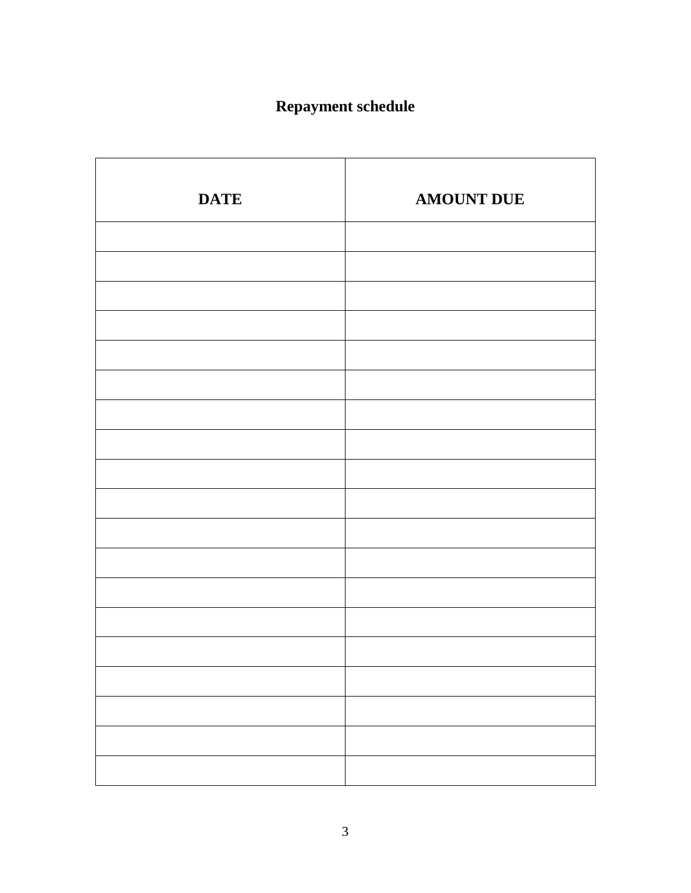## Repayment schedule

| DATE | AMOUNT DUE |
|---|---|
| | |
| | |
| | |
| | |
| | |
| | |
| | |
| | |
| | |
| | |
| | |
| | |
| | |
| | |
| | |
| | |
| | |
| | |
| | |